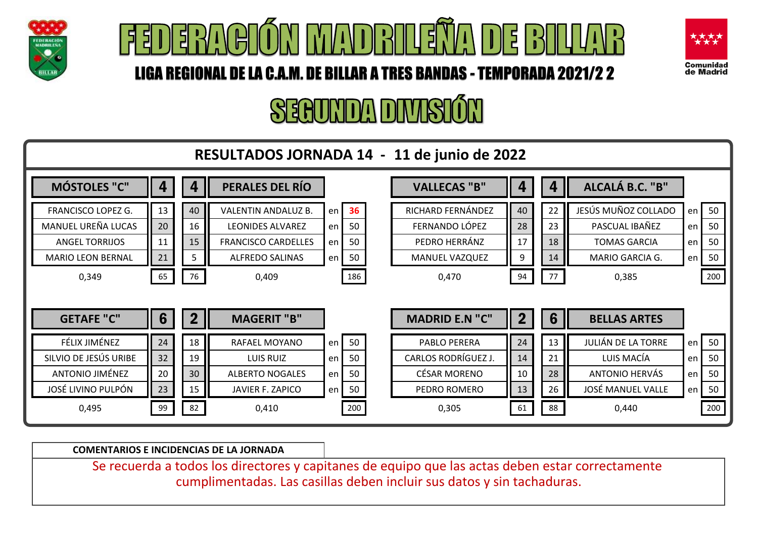# FEDERACIÓN MADRILEÑA DE BILLAR

## LIGA REGIONAL DE LA C.A.M. DE BILLAR A TRES BANDAS - TEMPORADA 2021/2 2

## SEGUNDA DIVISIÓN

### RESULTADOS JORNADA 14 - 11 de junio de 2022

| MÓSTOLES "C" | 4 | 4 | PERALES DEL RÍO | | |
|---|---|---|---|---|---|
| FRANCISCO LOPEZ G. | 13 | 40 | VALENTIN ANDALUZ B. | en | **36** |
| MANUEL UREÑA LUCAS | 20 | 16 | LEONIDES ALVAREZ | en | 50 |
| ANGEL TORRIJOS | 11 | 15 | FRANCISCO CARDELLES | en | 50 |
| MARIO LEON BERNAL | 21 | 5 | ALFREDO SALINAS | en | 50 |
| 0,349 | 65 | 76 | 0,409 | | 186 |

| VALLECAS "B" | 4 | 4 | ALCALÁ B.C. "B" | | |
|---|---|---|---|---|---|
| RICHARD FERNÁNDEZ | 40 | 22 | JESÚS MUÑOZ COLLADO | en | 50 |
| FERNANDO LÓPEZ | 28 | 23 | PASCUAL IBAÑEZ | en | 50 |
| PEDRO HERRÁNZ | 17 | 18 | TOMAS GARCIA | en | 50 |
| MANUEL VAZQUEZ | 9 | 14 | MARIO GARCIA G. | en | 50 |
| 0,470 | 94 | 77 | 0,385 | | 200 |

| GETAFE "C" | 6 | 2 | MAGERIT "B" | | |
|---|---|---|---|---|---|
| FÉLIX JIMÉNEZ | 24 | 18 | RAFAEL MOYANO | en | 50 |
| SILVIO DE JESÚS URIBE | 32 | 19 | LUIS RUIZ | en | 50 |
| ANTONIO JIMÉNEZ | 20 | 30 | ALBERTO NOGALES | en | 50 |
| JOSÉ LIVINO PULPÓN | 23 | 15 | JAVIER F. ZAPICO | en | 50 |
| 0,495 | 99 | 82 | 0,410 | | 200 |

| MADRID E.N "C" | 2 | 6 | BELLAS ARTES | | |
|---|---|---|---|---|---|
| PABLO PERERA | 24 | 13 | JULIÁN DE LA TORRE | en | 50 |
| CARLOS RODRÍGUEZ J. | 14 | 21 | LUIS MACÍA | en | 50 |
| CÉSAR MORENO | 10 | 28 | ANTONIO HERVÁS | en | 50 |
| PEDRO ROMERO | 13 | 26 | JOSÉ MANUEL VALLE | en | 50 |
| 0,305 | 61 | 88 | 0,440 | | 200 |

**COMENTARIOS E INCIDENCIAS DE LA JORNADA**

Se recuerda a todos los directores y capitanes de equipo que las actas deben estar correctamente cumplimentadas. Las casillas deben incluir sus datos y sin tachaduras.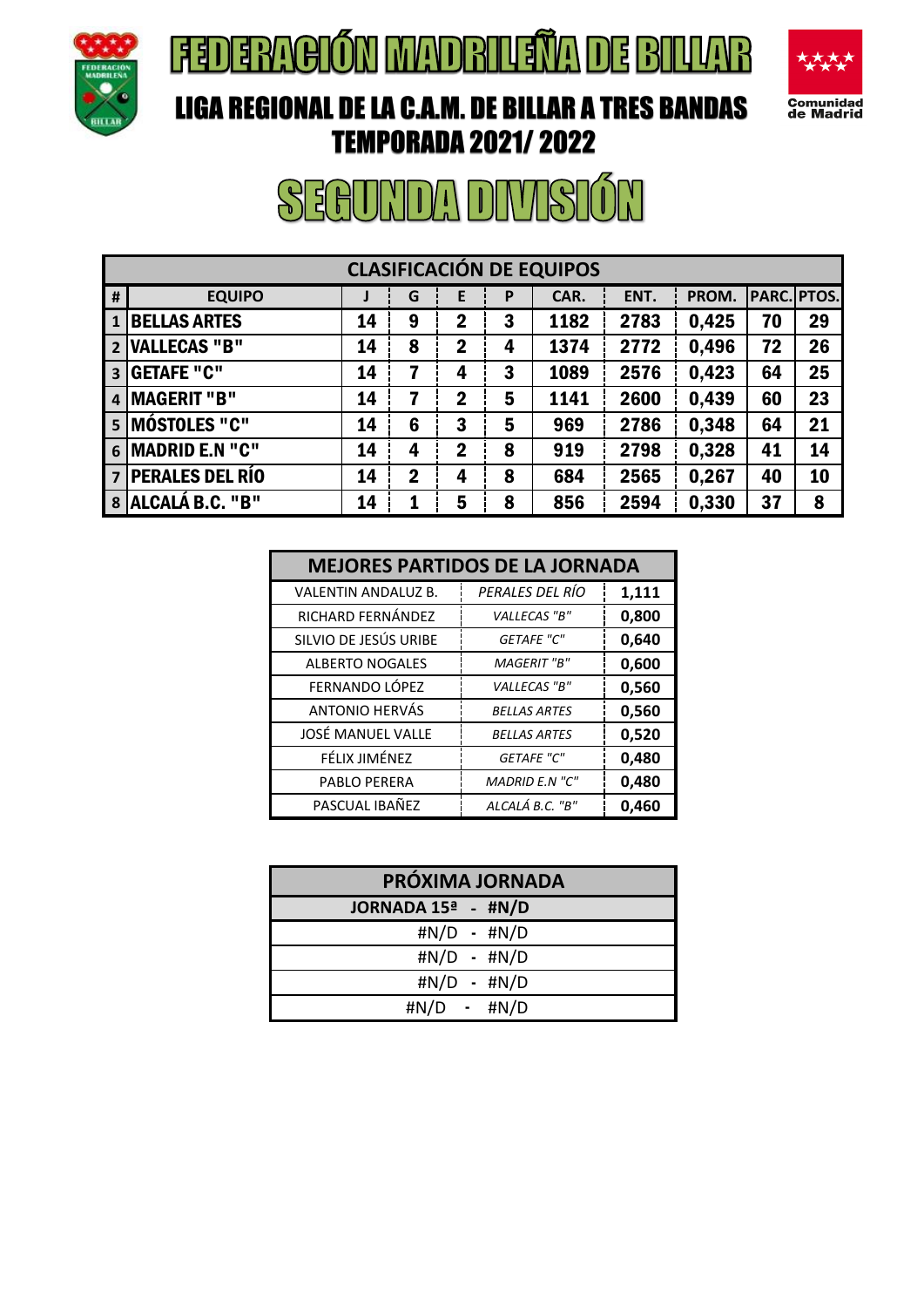# FEDERACIÓN MADRILEÑA DE BILLAR

## LIGA REGIONAL DE LA C.A.M. DE BILLAR A TRES BANDAS
## TEMPORADA 2021/ 2022

# SEGUNDA DIVISIÓN

| CLASIFICACIÓN DE EQUIPOS | | | | | | | | | | |
|---|---|---|---|---|---|---|---|---|---|---|
| # | EQUIPO | J | G | E | P | CAR. | ENT. | PROM. | PARC. | PTOS. |
| 1 | **BELLAS ARTES** | 14 | 9 | 2 | 3 | 1182 | 2783 | 0,425 | 70 | 29 |
| 2 | **VALLECAS "B"** | 14 | 8 | 2 | 4 | 1374 | 2772 | 0,496 | 72 | 26 |
| 3 | **GETAFE "C"** | 14 | 7 | 4 | 3 | 1089 | 2576 | 0,423 | 64 | 25 |
| 4 | **MAGERIT "B"** | 14 | 7 | 2 | 5 | 1141 | 2600 | 0,439 | 60 | 23 |
| 5 | **MÓSTOLES "C"** | 14 | 6 | 3 | 5 | 969 | 2786 | 0,348 | 64 | 21 |
| 6 | **MADRID E.N "C"** | 14 | 4 | 2 | 8 | 919 | 2798 | 0,328 | 41 | 14 |
| 7 | **PERALES DEL RÍO** | 14 | 2 | 4 | 8 | 684 | 2565 | 0,267 | 40 | 10 |
| 8 | **ALCALÁ B.C. "B"** | 14 | 1 | 5 | 8 | 856 | 2594 | 0,330 | 37 | 8 |

| MEJORES PARTIDOS DE LA JORNADA | | |
|---|---|---|
| VALENTIN ANDALUZ B. | *PERALES DEL RÍO* | **1,111** |
| RICHARD FERNÁNDEZ | *VALLECAS "B"* | **0,800** |
| SILVIO DE JESÚS URIBE | *GETAFE "C"* | **0,640** |
| ALBERTO NOGALES | *MAGERIT "B"* | **0,600** |
| FERNANDO LÓPEZ | *VALLECAS "B"* | **0,560** |
| ANTONIO HERVÁS | *BELLAS ARTES* | **0,560** |
| JOSÉ MANUEL VALLE | *BELLAS ARTES* | **0,520** |
| FÉLIX JIMÉNEZ | *GETAFE "C"* | **0,480** |
| PABLO PERERA | *MADRID E.N "C"* | **0,480** |
| PASCUAL IBAÑEZ | *ALCALÁ B.C. "B"* | **0,460** |

| PRÓXIMA JORNADA |
|---|
| **JORNADA 15ª - #N/D** |
| #N/D - #N/D |
| #N/D - #N/D |
| #N/D - #N/D |
| #N/D - #N/D |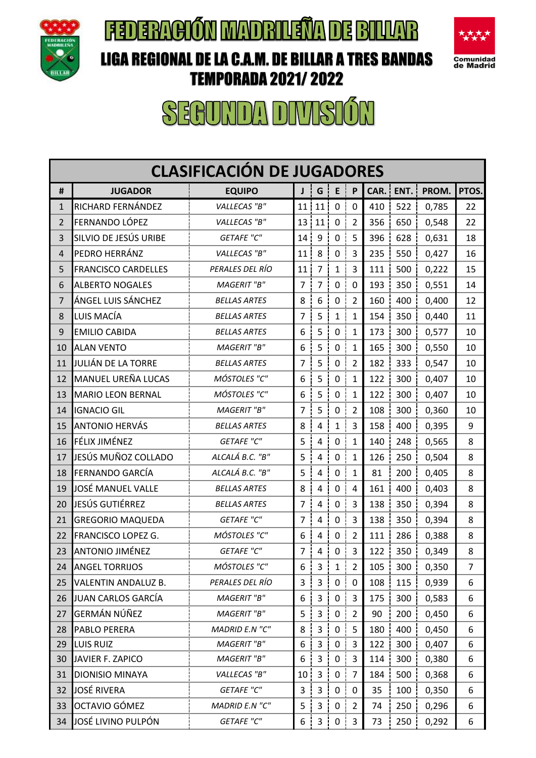# FEDERACIÓN MADRILEÑA DE BILLAR

## LIGA REGIONAL DE LA C.A.M. DE BILLAR A TRES BANDAS

## TEMPORADA 2021/ 2022

# SEGUNDA DIVISIÓN

## CLASIFICACIÓN DE JUGADORES

| # | JUGADOR | EQUIPO | J | G | E | P | CAR. | ENT. | PROM. | PTOS. |
|---|---|---|---|---|---|---|---|---|---|---|
| 1 | RICHARD FERNÁNDEZ | *VALLECAS "B"* | 11 | 11 | 0 | 0 | 410 | 522 | 0,785 | 22 |
| 2 | FERNANDO LÓPEZ | *VALLECAS "B"* | 13 | 11 | 0 | 2 | 356 | 650 | 0,548 | 22 |
| 3 | SILVIO DE JESÚS URIBE | *GETAFE "C"* | 14 | 9 | 0 | 5 | 396 | 628 | 0,631 | 18 |
| 4 | PEDRO HERRÁNZ | *VALLECAS "B"* | 11 | 8 | 0 | 3 | 235 | 550 | 0,427 | 16 |
| 5 | FRANCISCO CARDELLES | *PERALES DEL RÍO* | 11 | 7 | 1 | 3 | 111 | 500 | 0,222 | 15 |
| 6 | ALBERTO NOGALES | *MAGERIT "B"* | 7 | 7 | 0 | 0 | 193 | 350 | 0,551 | 14 |
| 7 | ÁNGEL LUIS SÁNCHEZ | *BELLAS ARTES* | 8 | 6 | 0 | 2 | 160 | 400 | 0,400 | 12 |
| 8 | LUIS MACÍA | *BELLAS ARTES* | 7 | 5 | 1 | 1 | 154 | 350 | 0,440 | 11 |
| 9 | EMILIO CABIDA | *BELLAS ARTES* | 6 | 5 | 0 | 1 | 173 | 300 | 0,577 | 10 |
| 10 | ALAN VENTO | *MAGERIT "B"* | 6 | 5 | 0 | 1 | 165 | 300 | 0,550 | 10 |
| 11 | JULIÁN DE LA TORRE | *BELLAS ARTES* | 7 | 5 | 0 | 2 | 182 | 333 | 0,547 | 10 |
| 12 | MANUEL UREÑA LUCAS | *MÓSTOLES "C"* | 6 | 5 | 0 | 1 | 122 | 300 | 0,407 | 10 |
| 13 | MARIO LEON BERNAL | *MÓSTOLES "C"* | 6 | 5 | 0 | 1 | 122 | 300 | 0,407 | 10 |
| 14 | IGNACIO GIL | *MAGERIT "B"* | 7 | 5 | 0 | 2 | 108 | 300 | 0,360 | 10 |
| 15 | ANTONIO HERVÁS | *BELLAS ARTES* | 8 | 4 | 1 | 3 | 158 | 400 | 0,395 | 9 |
| 16 | FÉLIX JIMÉNEZ | *GETAFE "C"* | 5 | 4 | 0 | 1 | 140 | 248 | 0,565 | 8 |
| 17 | JESÚS MUÑOZ COLLADO | *ALCALÁ B.C. "B"* | 5 | 4 | 0 | 1 | 126 | 250 | 0,504 | 8 |
| 18 | FERNANDO GARCÍA | *ALCALÁ B.C. "B"* | 5 | 4 | 0 | 1 | 81 | 200 | 0,405 | 8 |
| 19 | JOSÉ MANUEL VALLE | *BELLAS ARTES* | 8 | 4 | 0 | 4 | 161 | 400 | 0,403 | 8 |
| 20 | JESÚS GUTIÉRREZ | *BELLAS ARTES* | 7 | 4 | 0 | 3 | 138 | 350 | 0,394 | 8 |
| 21 | GREGORIO MAQUEDA | *GETAFE "C"* | 7 | 4 | 0 | 3 | 138 | 350 | 0,394 | 8 |
| 22 | FRANCISCO LOPEZ G. | *MÓSTOLES "C"* | 6 | 4 | 0 | 2 | 111 | 286 | 0,388 | 8 |
| 23 | ANTONIO JIMÉNEZ | *GETAFE "C"* | 7 | 4 | 0 | 3 | 122 | 350 | 0,349 | 8 |
| 24 | ANGEL TORRIJOS | *MÓSTOLES "C"* | 6 | 3 | 1 | 2 | 105 | 300 | 0,350 | 7 |
| 25 | VALENTIN ANDALUZ B. | *PERALES DEL RÍO* | 3 | 3 | 0 | 0 | 108 | 115 | 0,939 | 6 |
| 26 | JUAN CARLOS GARCÍA | *MAGERIT "B"* | 6 | 3 | 0 | 3 | 175 | 300 | 0,583 | 6 |
| 27 | GERMÁN NÚÑEZ | *MAGERIT "B"* | 5 | 3 | 0 | 2 | 90 | 200 | 0,450 | 6 |
| 28 | PABLO PERERA | *MADRID E.N "C"* | 8 | 3 | 0 | 5 | 180 | 400 | 0,450 | 6 |
| 29 | LUIS RUIZ | *MAGERIT "B"* | 6 | 3 | 0 | 3 | 122 | 300 | 0,407 | 6 |
| 30 | JAVIER F. ZAPICO | *MAGERIT "B"* | 6 | 3 | 0 | 3 | 114 | 300 | 0,380 | 6 |
| 31 | DIONISIO MINAYA | *VALLECAS "B"* | 10 | 3 | 0 | 7 | 184 | 500 | 0,368 | 6 |
| 32 | JOSÉ RIVERA | *GETAFE "C"* | 3 | 3 | 0 | 0 | 35 | 100 | 0,350 | 6 |
| 33 | OCTAVIO GÓMEZ | *MADRID E.N "C"* | 5 | 3 | 0 | 2 | 74 | 250 | 0,296 | 6 |
| 34 | JOSÉ LIVINO PULPÓN | *GETAFE "C"* | 6 | 3 | 0 | 3 | 73 | 250 | 0,292 | 6 |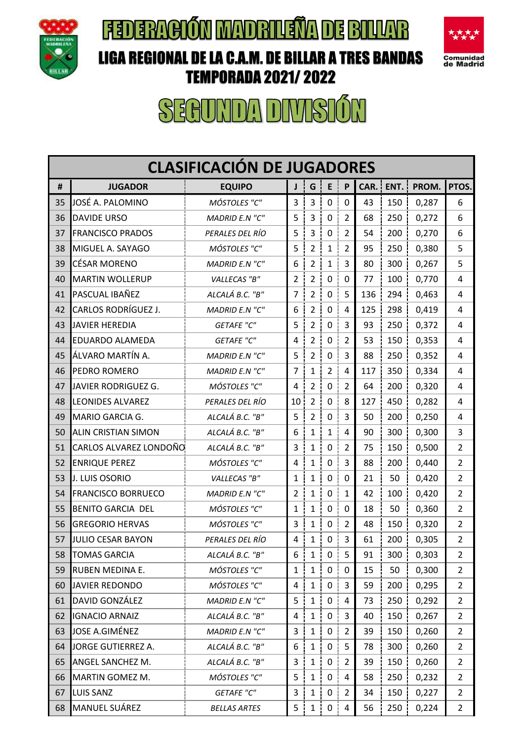# FEDERACIÓN MADRILEÑA DE BILLAR

## LIGA REGIONAL DE LA C.A.M. DE BILLAR A TRES BANDAS

## TEMPORADA 2021/ 2022

# SEGUNDA DIVISIÓN

## CLASIFICACIÓN DE JUGADORES

| # | JUGADOR | EQUIPO | J | G | E | P | CAR. | ENT. | PROM. | PTOS. |
|---|---|---|---|---|---|---|---|---|---|---|
| 35 | JOSÉ A. PALOMINO | *MÓSTOLES "C"* | 3 | 3 | 0 | 0 | 43 | 150 | 0,287 | 6 |
| 36 | DAVIDE URSO | *MADRID E.N "C"* | 5 | 3 | 0 | 2 | 68 | 250 | 0,272 | 6 |
| 37 | FRANCISCO PRADOS | *PERALES DEL RÍO* | 5 | 3 | 0 | 2 | 54 | 200 | 0,270 | 6 |
| 38 | MIGUEL A. SAYAGO | *MÓSTOLES "C"* | 5 | 2 | 1 | 2 | 95 | 250 | 0,380 | 5 |
| 39 | CÉSAR MORENO | *MADRID E.N "C"* | 6 | 2 | 1 | 3 | 80 | 300 | 0,267 | 5 |
| 40 | MARTIN WOLLERUP | *VALLECAS "B"* | 2 | 2 | 0 | 0 | 77 | 100 | 0,770 | 4 |
| 41 | PASCUAL IBAÑEZ | *ALCALÁ B.C. "B"* | 7 | 2 | 0 | 5 | 136 | 294 | 0,463 | 4 |
| 42 | CARLOS RODRÍGUEZ J. | *MADRID E.N "C"* | 6 | 2 | 0 | 4 | 125 | 298 | 0,419 | 4 |
| 43 | JAVIER HEREDIA | *GETAFE "C"* | 5 | 2 | 0 | 3 | 93 | 250 | 0,372 | 4 |
| 44 | EDUARDO ALAMEDA | *GETAFE "C"* | 4 | 2 | 0 | 2 | 53 | 150 | 0,353 | 4 |
| 45 | ÁLVARO MARTÍN A. | *MADRID E.N "C"* | 5 | 2 | 0 | 3 | 88 | 250 | 0,352 | 4 |
| 46 | PEDRO ROMERO | *MADRID E.N "C"* | 7 | 1 | 2 | 4 | 117 | 350 | 0,334 | 4 |
| 47 | JAVIER RODRIGUEZ G. | *MÓSTOLES "C"* | 4 | 2 | 0 | 2 | 64 | 200 | 0,320 | 4 |
| 48 | LEONIDES ALVAREZ | *PERALES DEL RÍO* | 10 | 2 | 0 | 8 | 127 | 450 | 0,282 | 4 |
| 49 | MARIO GARCIA G. | *ALCALÁ B.C. "B"* | 5 | 2 | 0 | 3 | 50 | 200 | 0,250 | 4 |
| 50 | ALIN CRISTIAN SIMON | *ALCALÁ B.C. "B"* | 6 | 1 | 1 | 4 | 90 | 300 | 0,300 | 3 |
| 51 | CARLOS ALVAREZ LONDOÑO | *ALCALÁ B.C. "B"* | 3 | 1 | 0 | 2 | 75 | 150 | 0,500 | 2 |
| 52 | ENRIQUE PEREZ | *MÓSTOLES "C"* | 4 | 1 | 0 | 3 | 88 | 200 | 0,440 | 2 |
| 53 | J. LUIS OSORIO | *VALLECAS "B"* | 1 | 1 | 0 | 0 | 21 | 50 | 0,420 | 2 |
| 54 | FRANCISCO BORRUECO | *MADRID E.N "C"* | 2 | 1 | 0 | 1 | 42 | 100 | 0,420 | 2 |
| 55 | BENITO GARCIA DEL | *MÓSTOLES "C"* | 1 | 1 | 0 | 0 | 18 | 50 | 0,360 | 2 |
| 56 | GREGORIO HERVAS | *MÓSTOLES "C"* | 3 | 1 | 0 | 2 | 48 | 150 | 0,320 | 2 |
| 57 | JULIO CESAR BAYON | *PERALES DEL RÍO* | 4 | 1 | 0 | 3 | 61 | 200 | 0,305 | 2 |
| 58 | TOMAS GARCIA | *ALCALÁ B.C. "B"* | 6 | 1 | 0 | 5 | 91 | 300 | 0,303 | 2 |
| 59 | RUBEN MEDINA E. | *MÓSTOLES "C"* | 1 | 1 | 0 | 0 | 15 | 50 | 0,300 | 2 |
| 60 | JAVIER REDONDO | *MÓSTOLES "C"* | 4 | 1 | 0 | 3 | 59 | 200 | 0,295 | 2 |
| 61 | DAVID GONZÁLEZ | *MADRID E.N "C"* | 5 | 1 | 0 | 4 | 73 | 250 | 0,292 | 2 |
| 62 | IGNACIO ARNAIZ | *ALCALÁ B.C. "B"* | 4 | 1 | 0 | 3 | 40 | 150 | 0,267 | 2 |
| 63 | JOSE A.GIMÉNEZ | *MADRID E.N "C"* | 3 | 1 | 0 | 2 | 39 | 150 | 0,260 | 2 |
| 64 | JORGE GUTIERREZ A. | *ALCALÁ B.C. "B"* | 6 | 1 | 0 | 5 | 78 | 300 | 0,260 | 2 |
| 65 | ANGEL SANCHEZ M. | *ALCALÁ B.C. "B"* | 3 | 1 | 0 | 2 | 39 | 150 | 0,260 | 2 |
| 66 | MARTIN GOMEZ M. | *MÓSTOLES "C"* | 5 | 1 | 0 | 4 | 58 | 250 | 0,232 | 2 |
| 67 | LUIS SANZ | *GETAFE "C"* | 3 | 1 | 0 | 2 | 34 | 150 | 0,227 | 2 |
| 68 | MANUEL SUÁREZ | *BELLAS ARTES* | 5 | 1 | 0 | 4 | 56 | 250 | 0,224 | 2 |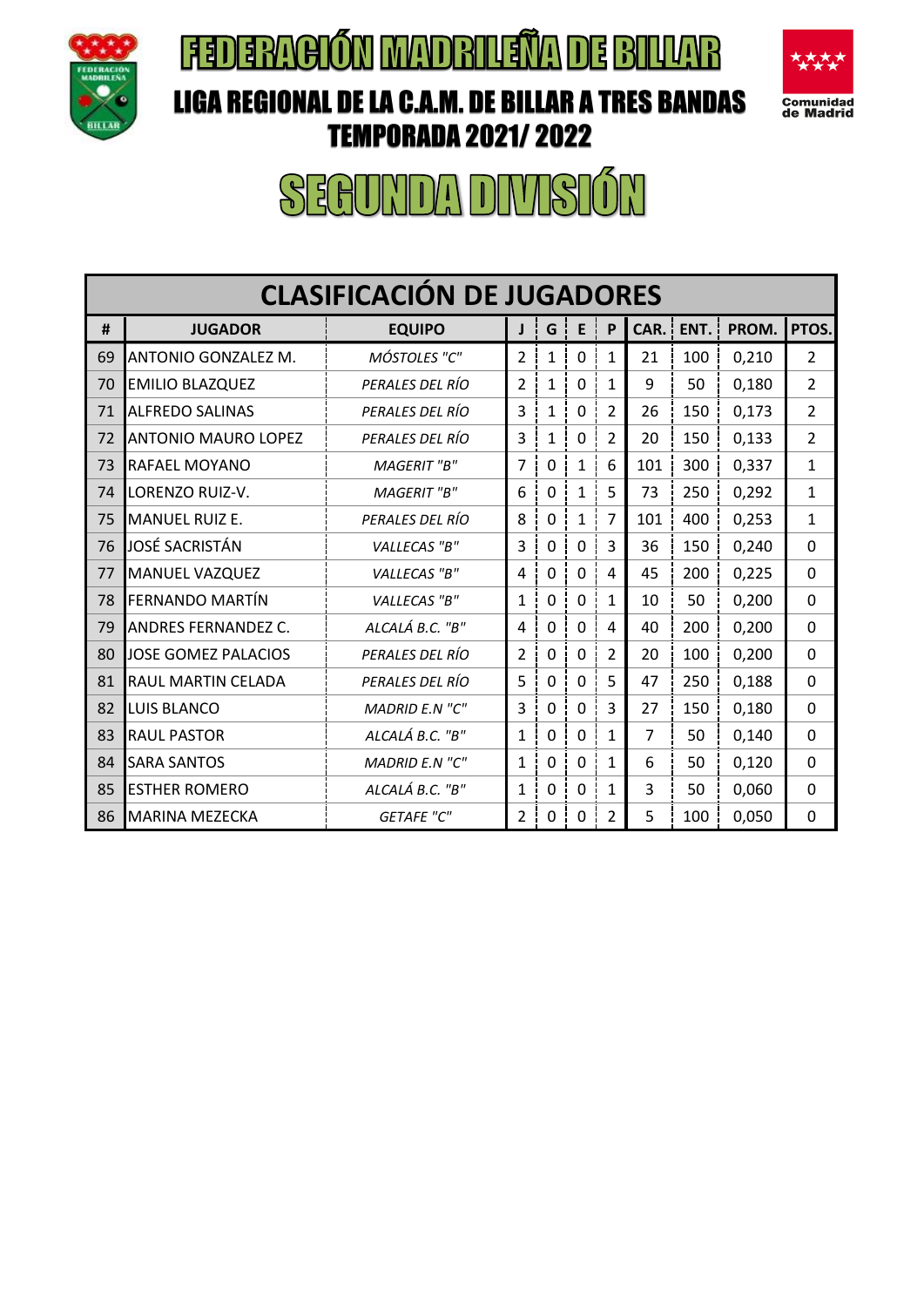# FEDERACIÓN MADRILEÑA DE BILLAR

## LIGA REGIONAL DE LA C.A.M. DE BILLAR A TRES BANDAS

## TEMPORADA 2021/ 2022

# SEGUNDA DIVISIÓN

| CLASIFICACIÓN DE JUGADORES | | | | | | | | | | |
|---|---|---|---|---|---|---|---|---|---|---|
| # | JUGADOR | EQUIPO | J | G | E | P | CAR. | ENT. | PROM. | PTOS. |
| 69 | ANTONIO GONZALEZ M. | *MÓSTOLES "C"* | 2 | 1 | 0 | 1 | 21 | 100 | 0,210 | 2 |
| 70 | EMILIO BLAZQUEZ | *PERALES DEL RÍO* | 2 | 1 | 0 | 1 | 9 | 50 | 0,180 | 2 |
| 71 | ALFREDO SALINAS | *PERALES DEL RÍO* | 3 | 1 | 0 | 2 | 26 | 150 | 0,173 | 2 |
| 72 | ANTONIO MAURO LOPEZ | *PERALES DEL RÍO* | 3 | 1 | 0 | 2 | 20 | 150 | 0,133 | 2 |
| 73 | RAFAEL MOYANO | *MAGERIT "B"* | 7 | 0 | 1 | 6 | 101 | 300 | 0,337 | 1 |
| 74 | LORENZO RUIZ-V. | *MAGERIT "B"* | 6 | 0 | 1 | 5 | 73 | 250 | 0,292 | 1 |
| 75 | MANUEL RUIZ E. | *PERALES DEL RÍO* | 8 | 0 | 1 | 7 | 101 | 400 | 0,253 | 1 |
| 76 | JOSÉ SACRISTÁN | *VALLECAS "B"* | 3 | 0 | 0 | 3 | 36 | 150 | 0,240 | 0 |
| 77 | MANUEL VAZQUEZ | *VALLECAS "B"* | 4 | 0 | 0 | 4 | 45 | 200 | 0,225 | 0 |
| 78 | FERNANDO MARTÍN | *VALLECAS "B"* | 1 | 0 | 0 | 1 | 10 | 50 | 0,200 | 0 |
| 79 | ANDRES FERNANDEZ C. | *ALCALÁ B.C. "B"* | 4 | 0 | 0 | 4 | 40 | 200 | 0,200 | 0 |
| 80 | JOSE GOMEZ PALACIOS | *PERALES DEL RÍO* | 2 | 0 | 0 | 2 | 20 | 100 | 0,200 | 0 |
| 81 | RAUL MARTIN CELADA | *PERALES DEL RÍO* | 5 | 0 | 0 | 5 | 47 | 250 | 0,188 | 0 |
| 82 | LUIS BLANCO | *MADRID E.N "C"* | 3 | 0 | 0 | 3 | 27 | 150 | 0,180 | 0 |
| 83 | RAUL PASTOR | *ALCALÁ B.C. "B"* | 1 | 0 | 0 | 1 | 7 | 50 | 0,140 | 0 |
| 84 | SARA SANTOS | *MADRID E.N "C"* | 1 | 0 | 0 | 1 | 6 | 50 | 0,120 | 0 |
| 85 | ESTHER ROMERO | *ALCALÁ B.C. "B"* | 1 | 0 | 0 | 1 | 3 | 50 | 0,060 | 0 |
| 86 | MARINA MEZECKA | *GETAFE "C"* | 2 | 0 | 0 | 2 | 5 | 100 | 0,050 | 0 |